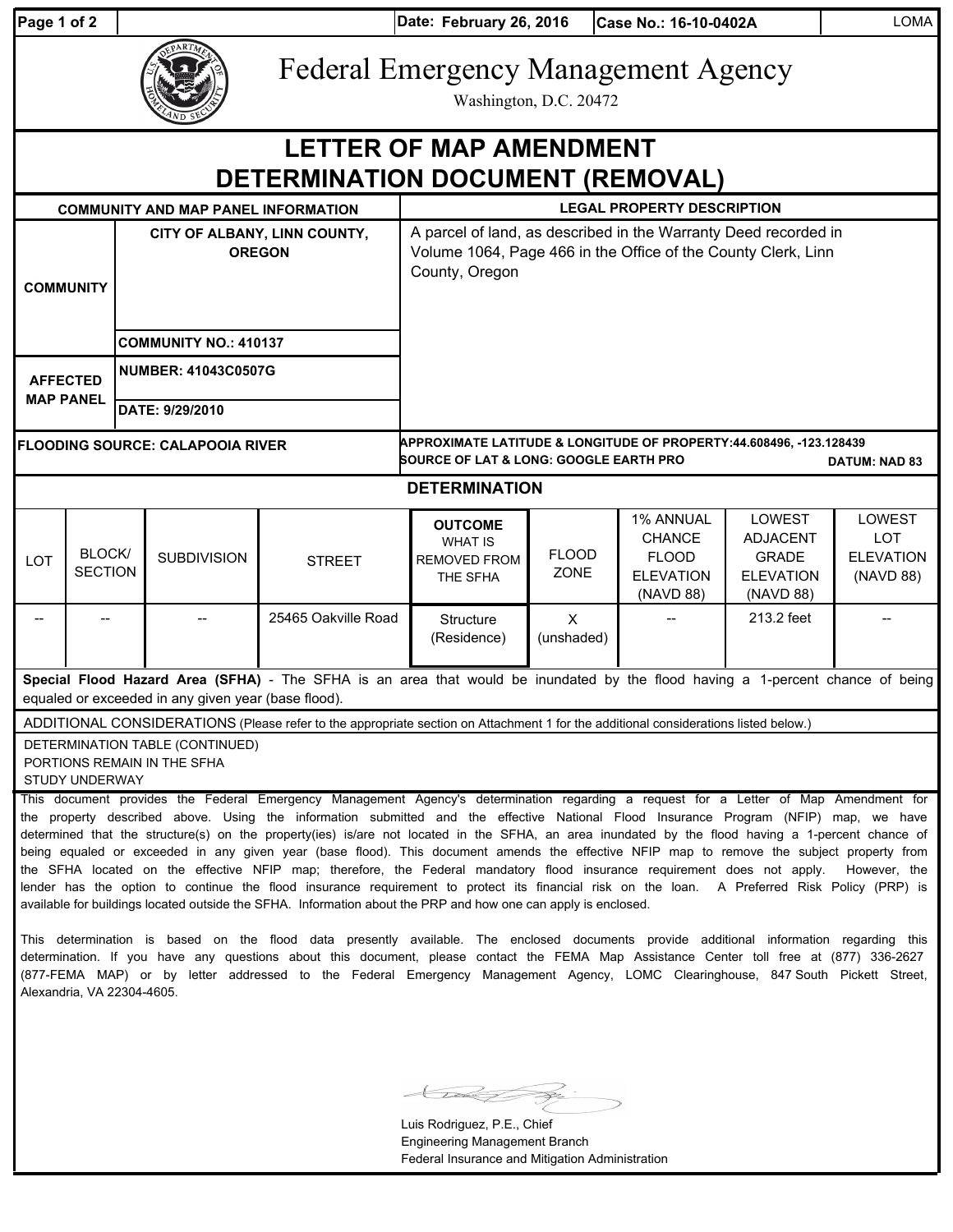Date: February 26, 2016 | Case No.: 16-10-0402A | LOMA

# Federal Emergency Management Agency

Washington, D.C. 20472

# LETTER OF MAP AMENDMENT DETERMINATION DOCUMENT (REMOVAL)

| COMMUNITY AND MAP PANEL INFORMATION | | LEGAL PROPERTY DESCRIPTION |
|---|---|---|
| COMMUNITY | CITY OF ALBANY, LINN COUNTY, OREGON | A parcel of land, as described in the Warranty Deed recorded in Volume 1064, Page 466 in the Office of the County Clerk, Linn County, Oregon |
| | COMMUNITY NO.: 410137 | |
| AFFECTED MAP PANEL | NUMBER: 41043C0507G | |
| | DATE: 9/29/2010 | |

**FLOODING SOURCE: CALAPOOIA RIVER**

**APPROXIMATE LATITUDE & LONGITUDE OF PROPERTY:44.608496, -123.128439**
**SOURCE OF LAT & LONG: GOOGLE EARTH PRO** **DATUM: NAD 83**

## DETERMINATION

| LOT | BLOCK/ SECTION | SUBDIVISION | STREET | OUTCOME WHAT IS REMOVED FROM THE SFHA | FLOOD ZONE | 1% ANNUAL CHANCE FLOOD ELEVATION (NAVD 88) | LOWEST ADJACENT GRADE ELEVATION (NAVD 88) | LOWEST LOT ELEVATION (NAVD 88) |
|---|---|---|---|---|---|---|---|---|
| -- | -- | -- | 25465 Oakville Road | Structure (Residence) | X (unshaded) | -- | 213.2 feet | -- |

**Special Flood Hazard Area (SFHA)** - The SFHA is an area that would be inundated by the flood having a 1-percent chance of being equaled or exceeded in any given year (base flood).

ADDITIONAL CONSIDERATIONS (Please refer to the appropriate section on Attachment 1 for the additional considerations listed below.)

DETERMINATION TABLE (CONTINUED)
PORTIONS REMAIN IN THE SFHA
STUDY UNDERWAY

This document provides the Federal Emergency Management Agency's determination regarding a request for a Letter of Map Amendment for the property described above. Using the information submitted and the effective National Flood Insurance Program (NFIP) map, we have determined that the structure(s) on the property(ies) is/are not located in the SFHA, an area inundated by the flood having a 1-percent chance of being equaled or exceeded in any given year (base flood). This document amends the effective NFIP map to remove the subject property from the SFHA located on the effective NFIP map; therefore, the Federal mandatory flood insurance requirement does not apply. However, the lender has the option to continue the flood insurance requirement to protect its financial risk on the loan. A Preferred Risk Policy (PRP) is available for buildings located outside the SFHA. Information about the PRP and how one can apply is enclosed.

This determination is based on the flood data presently available. The enclosed documents provide additional information regarding this determination. If you have any questions about this document, please contact the FEMA Map Assistance Center toll free at (877) 336-2627 (877-FEMA MAP) or by letter addressed to the Federal Emergency Management Agency, LOMC Clearinghouse, 847 South Pickett Street, Alexandria, VA 22304-4605.

Luis Rodriguez, P.E., Chief
Engineering Management Branch
Federal Insurance and Mitigation Administration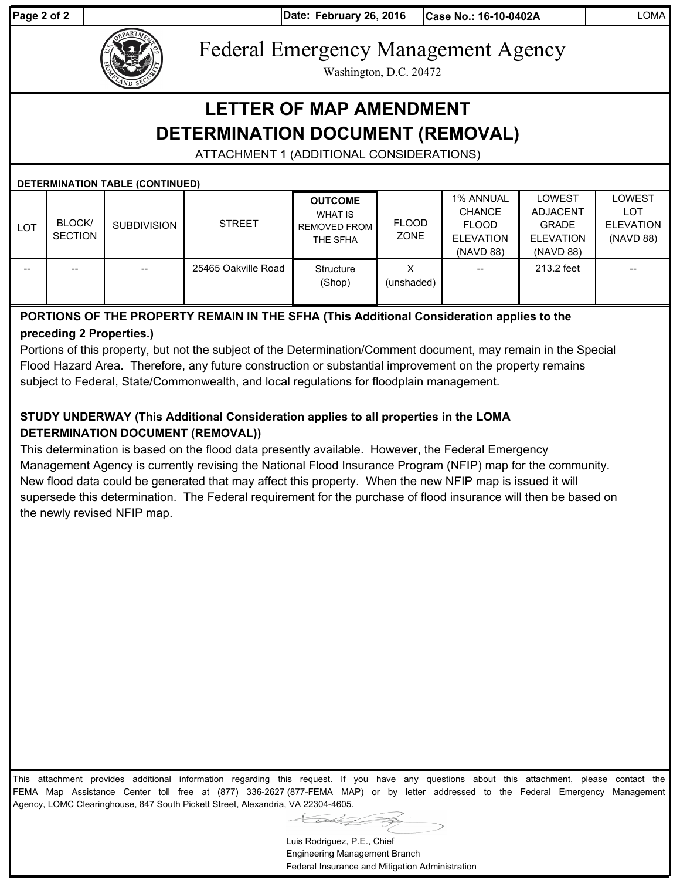Date: February 26, 2016 | Case No.: 16-10-0402A | LOMA

# Federal Emergency Management Agency

Washington, D.C. 20472

## LETTER OF MAP AMENDMENT DETERMINATION DOCUMENT (REMOVAL)

ATTACHMENT 1 (ADDITIONAL CONSIDERATIONS)

**DETERMINATION TABLE (CONTINUED)**

| LOT | BLOCK/ SECTION | SUBDIVISION | STREET | OUTCOME WHAT IS REMOVED FROM THE SFHA | FLOOD ZONE | 1% ANNUAL CHANCE FLOOD ELEVATION (NAVD 88) | LOWEST ADJACENT GRADE ELEVATION (NAVD 88) | LOWEST LOT ELEVATION (NAVD 88) |
|---|---|---|---|---|---|---|---|---|
| -- | -- | -- | 25465 Oakville Road | Structure (Shop) | X (unshaded) | -- | 213.2 feet | -- |

**PORTIONS OF THE PROPERTY REMAIN IN THE SFHA (This Additional Consideration applies to the preceding 2 Properties.)**

Portions of this property, but not the subject of the Determination/Comment document, may remain in the Special Flood Hazard Area. Therefore, any future construction or substantial improvement on the property remains subject to Federal, State/Commonwealth, and local regulations for floodplain management.

**STUDY UNDERWAY (This Additional Consideration applies to all properties in the LOMA DETERMINATION DOCUMENT (REMOVAL))**

This determination is based on the flood data presently available. However, the Federal Emergency Management Agency is currently revising the National Flood Insurance Program (NFIP) map for the community. New flood data could be generated that may affect this property. When the new NFIP map is issued it will supersede this determination. The Federal requirement for the purchase of flood insurance will then be based on the newly revised NFIP map.

This attachment provides additional information regarding this request. If you have any questions about this attachment, please contact the FEMA Map Assistance Center toll free at (877) 336-2627 (877-FEMA MAP) or by letter addressed to the Federal Emergency Management Agency, LOMC Clearinghouse, 847 South Pickett Street, Alexandria, VA 22304-4605.

Luis Rodriguez, P.E., Chief
Engineering Management Branch
Federal Insurance and Mitigation Administration